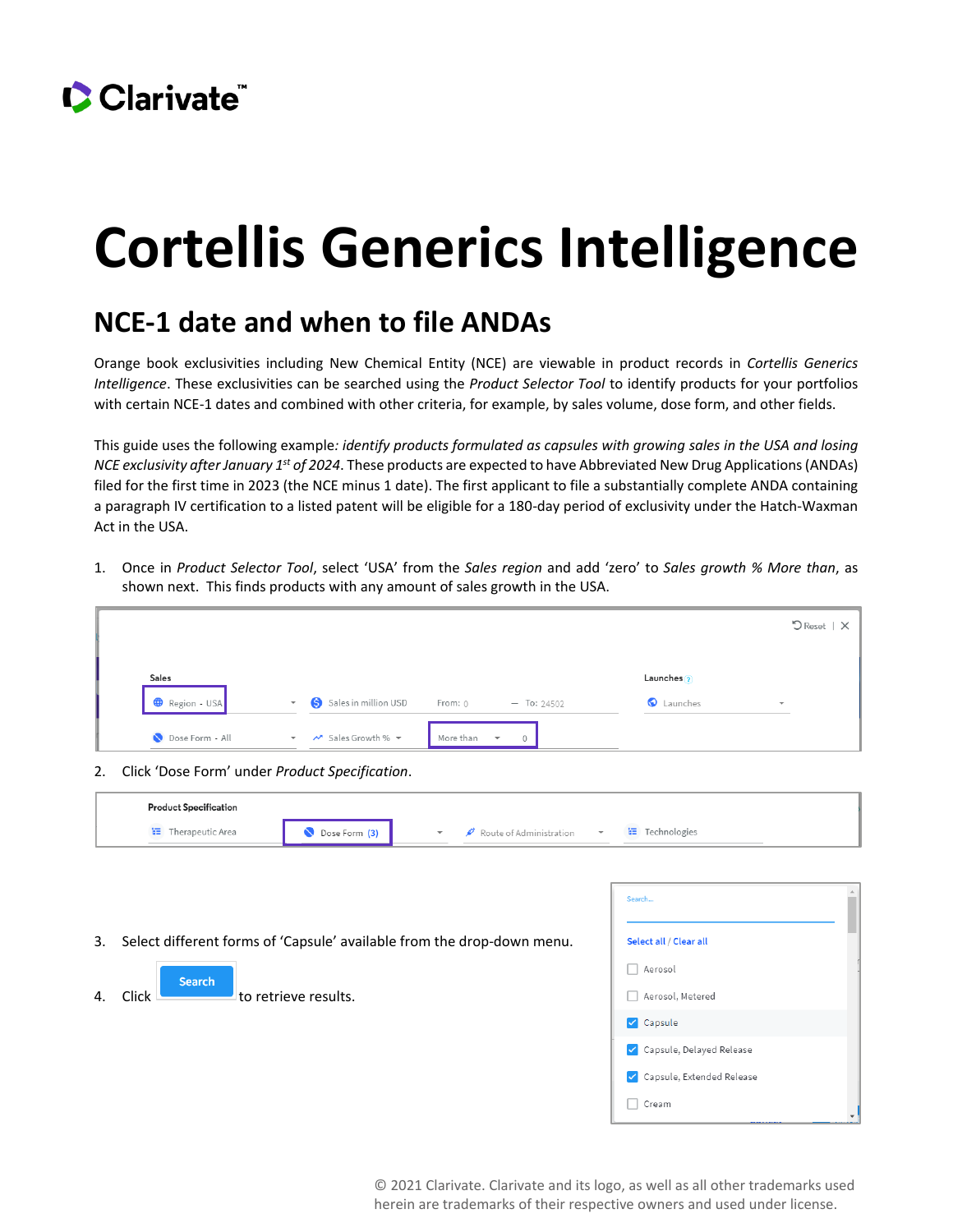# Cortellis Generics Intelligence

## NCE-1 date and when to file ANDAs

Orange book exclusivities including New Chemical Entity (NCE) are viewable in product records in *Cortellis Generics Intelligence*. These exclusivities can be searched using the *Product Selector Tool* to identify products for your portfolios with certain NCE-1 dates and combined with other criteria, for example, by sales volume, dose form, and other fields.

This guide uses the following example*: identify products formulated as capsules with growing sales in the USA and losing NCE exclusivity after January 1st of 2024*. These products are expected to have Abbreviated New Drug Applications (ANDAs) filed for the first time in 2023 (the NCE minus 1 date). The first applicant to file a substantially complete ANDA containing a paragraph IV certification to a listed patent will be eligible for a 180-day period of exclusivity under the Hatch-Waxman Act in the USA.

1. Once in *Product Selector Tool*, select 'USA' from the *Sales region* and add 'zero' to *Sales growth % More than*, as shown next. This finds products with any amount of sales growth in the USA.

2. Click 'Dose Form' under *Product Specification*.

3. Select different forms of 'Capsule' available from the drop-down menu.

4. Click **Search** to retrieve results.

© 2021 Clarivate. Clarivate and its logo, as well as all other trademarks used herein are trademarks of their respective owners and used under license.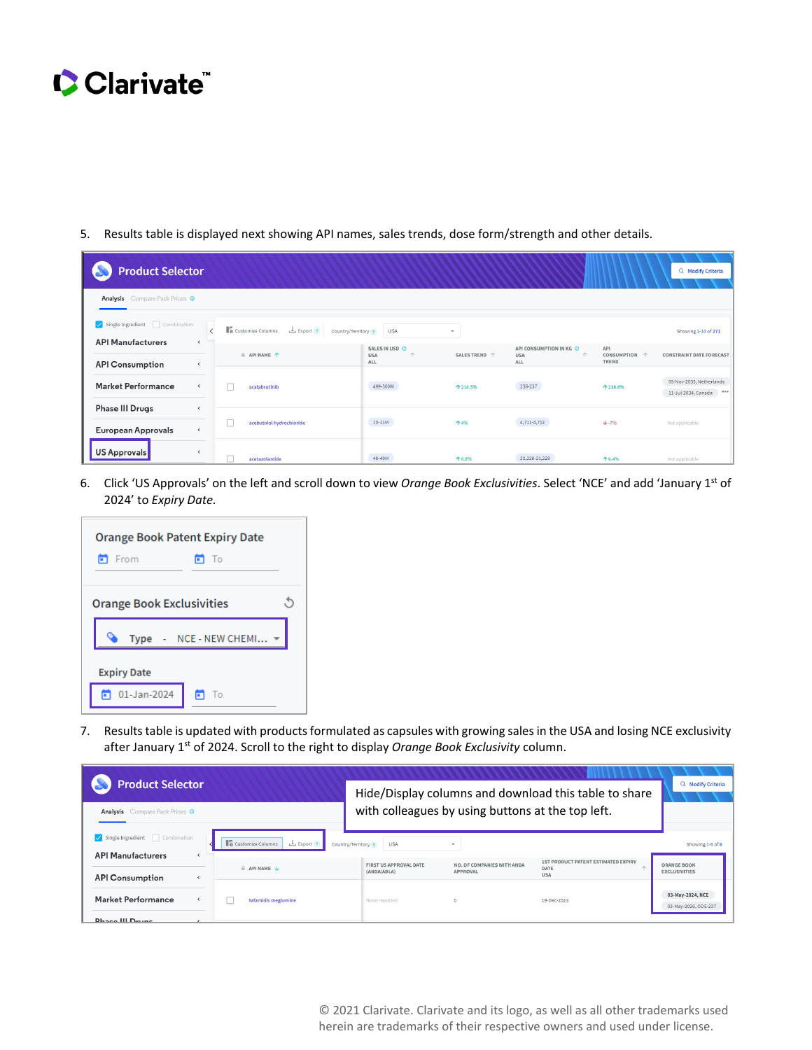5. Results table is displayed next showing API names, sales trends, dose form/strength and other details.

6. Click 'US Approvals' on the left and scroll down to view *Orange Book Exclusivities*. Select 'NCE' and add 'January 1st of 2024' to *Expiry Date*.

7. Results table is updated with products formulated as capsules with growing sales in the USA and losing NCE exclusivity after January 1st of 2024. Scroll to the right to display *Orange Book Exclusivity* column.

© 2021 Clarivate. Clarivate and its logo, as well as all other trademarks used herein are trademarks of their respective owners and used under license.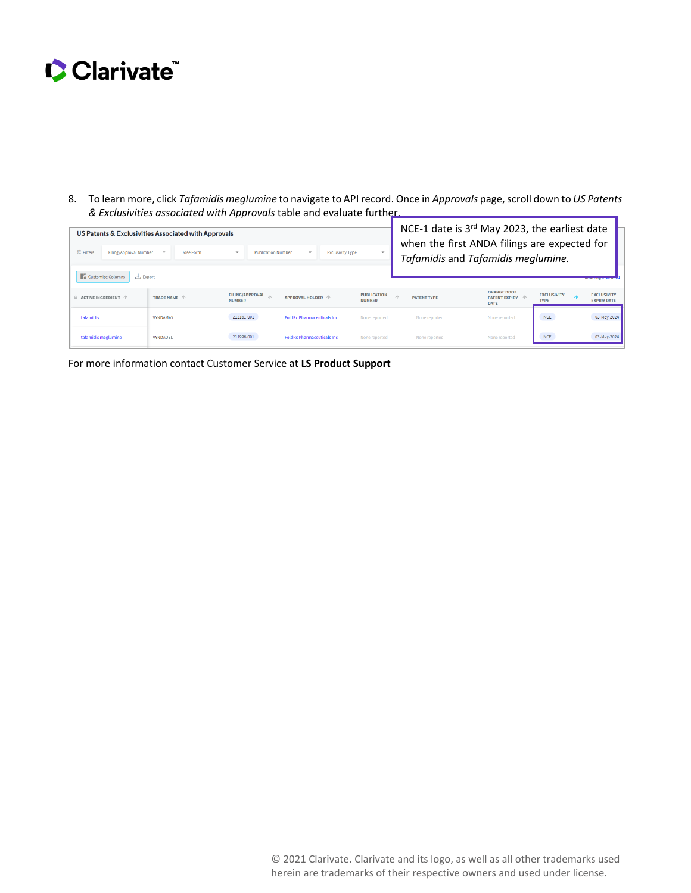8. To learn more, click *Tafamidis meglumine* to navigate to API record. Once in *Approvals* page, scroll down to *US Patents & Exclusivities associated with Approvals* table and evaluate further.

US Patents & Exclusivities Associated with Approvals

NCE-1 date is 3rd May 2023, the earliest date when the first ANDA filings are expected for *Tafamidis* and *Tafamidis meglumine.*

| ACTIVE INGREDIENT | TRADE NAME | FILING/APPROVAL NUMBER | APPROVAL HOLDER | PUBLICATION NUMBER | PATENT TYPE | ORANGE BOOK PATENT EXPIRY DATE | EXCLUSIVITY TYPE | EXCLUSIVITY EXPIRY DATE |
|---|---|---|---|---|---|---|---|---|
| tafamidis | VYNDAMAX | 212161-001 | FoldRx Pharmaceuticals Inc | None reported | None reported | None reported | NCE | 03-May-2024 |
| tafamidis meglumine | VYNDAQEL | 211996-001 | FoldRx Pharmaceuticals Inc | None reported | None reported | None reported | NCE | 03-May-2024 |

For more information contact Customer Service at **LS Product Support**

© 2021 Clarivate. Clarivate and its logo, as well as all other trademarks used herein are trademarks of their respective owners and used under license.